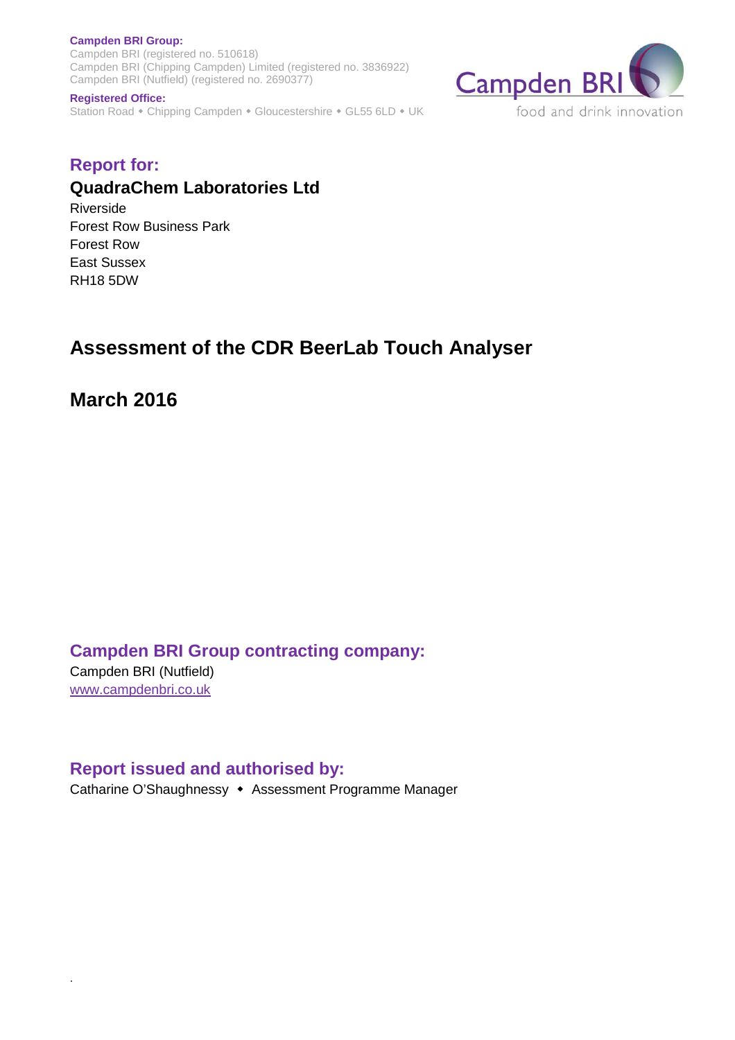**Campden BRI Group:**
Campden BRI (registered no. 510618)
Campden BRI (Chipping Campden) Limited (registered no. 3836922)
Campden BRI (Nutfield) (registered no. 2690377)

**Registered Office:**
Station Road ◆ Chipping Campden ◆ Gloucestershire ◆ GL55 6LD ◆ UK

Campden BRI
food and drink innovation

## Report for:

**QuadraChem Laboratories Ltd**
Riverside
Forest Row Business Park
Forest Row
East Sussex
RH18 5DW

# Assessment of the CDR BeerLab Touch Analyser

## March 2016

## Campden BRI Group contracting company:

Campden BRI (Nutfield)
www.campdenbri.co.uk

## Report issued and authorised by:

Catharine O'Shaughnessy ◆ Assessment Programme Manager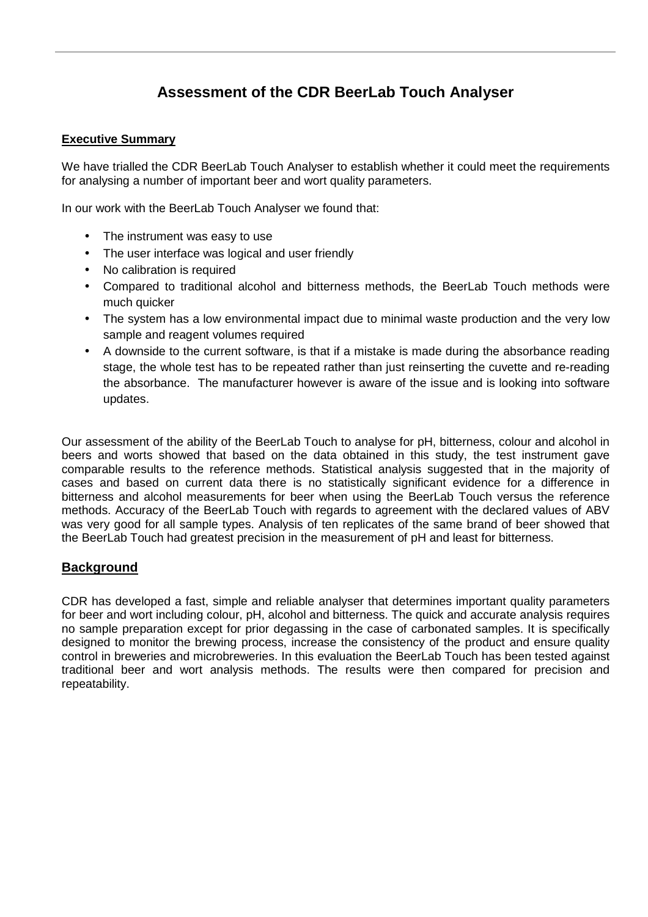# Assessment of the CDR BeerLab Touch Analyser

**Executive Summary**

We have trialled the CDR BeerLab Touch Analyser to establish whether it could meet the requirements for analysing a number of important beer and wort quality parameters.

In our work with the BeerLab Touch Analyser we found that:

- The instrument was easy to use
- The user interface was logical and user friendly
- No calibration is required
- Compared to traditional alcohol and bitterness methods, the BeerLab Touch methods were much quicker
- The system has a low environmental impact due to minimal waste production and the very low sample and reagent volumes required
- A downside to the current software, is that if a mistake is made during the absorbance reading stage, the whole test has to be repeated rather than just reinserting the cuvette and re-reading the absorbance. The manufacturer however is aware of the issue and is looking into software updates.

Our assessment of the ability of the BeerLab Touch to analyse for pH, bitterness, colour and alcohol in beers and worts showed that based on the data obtained in this study, the test instrument gave comparable results to the reference methods. Statistical analysis suggested that in the majority of cases and based on current data there is no statistically significant evidence for a difference in bitterness and alcohol measurements for beer when using the BeerLab Touch versus the reference methods. Accuracy of the BeerLab Touch with regards to agreement with the declared values of ABV was very good for all sample types. Analysis of ten replicates of the same brand of beer showed that the BeerLab Touch had greatest precision in the measurement of pH and least for bitterness.

## Background

CDR has developed a fast, simple and reliable analyser that determines important quality parameters for beer and wort including colour, pH, alcohol and bitterness. The quick and accurate analysis requires no sample preparation except for prior degassing in the case of carbonated samples. It is specifically designed to monitor the brewing process, increase the consistency of the product and ensure quality control in breweries and microbreweries. In this evaluation the BeerLab Touch has been tested against traditional beer and wort analysis methods. The results were then compared for precision and repeatability.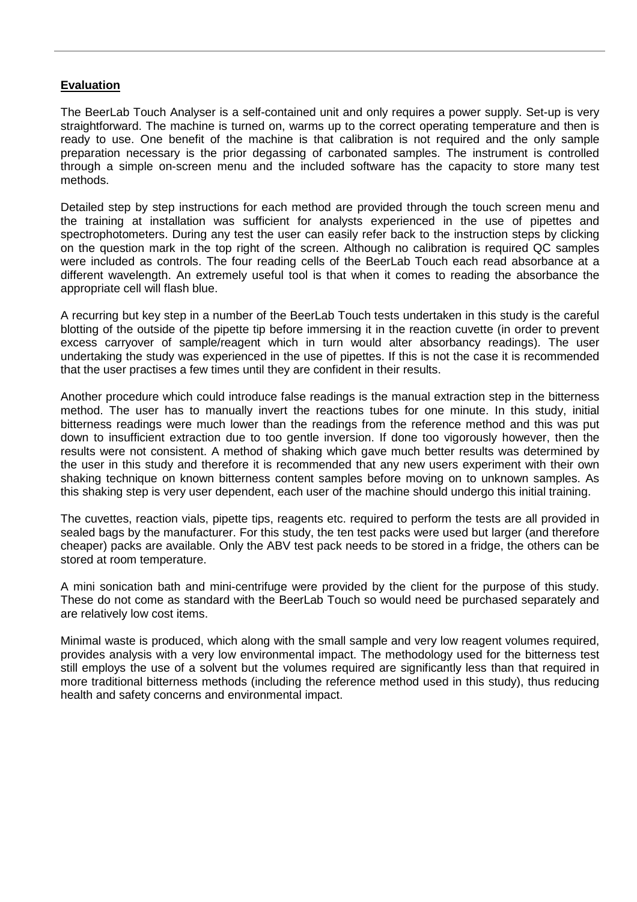## Evaluation

The BeerLab Touch Analyser is a self-contained unit and only requires a power supply. Set-up is very straightforward. The machine is turned on, warms up to the correct operating temperature and then is ready to use. One benefit of the machine is that calibration is not required and the only sample preparation necessary is the prior degassing of carbonated samples. The instrument is controlled through a simple on-screen menu and the included software has the capacity to store many test methods.

Detailed step by step instructions for each method are provided through the touch screen menu and the training at installation was sufficient for analysts experienced in the use of pipettes and spectrophotometers. During any test the user can easily refer back to the instruction steps by clicking on the question mark in the top right of the screen. Although no calibration is required QC samples were included as controls. The four reading cells of the BeerLab Touch each read absorbance at a different wavelength. An extremely useful tool is that when it comes to reading the absorbance the appropriate cell will flash blue.

A recurring but key step in a number of the BeerLab Touch tests undertaken in this study is the careful blotting of the outside of the pipette tip before immersing it in the reaction cuvette (in order to prevent excess carryover of sample/reagent which in turn would alter absorbancy readings). The user undertaking the study was experienced in the use of pipettes. If this is not the case it is recommended that the user practises a few times until they are confident in their results.

Another procedure which could introduce false readings is the manual extraction step in the bitterness method. The user has to manually invert the reactions tubes for one minute. In this study, initial bitterness readings were much lower than the readings from the reference method and this was put down to insufficient extraction due to too gentle inversion. If done too vigorously however, then the results were not consistent. A method of shaking which gave much better results was determined by the user in this study and therefore it is recommended that any new users experiment with their own shaking technique on known bitterness content samples before moving on to unknown samples. As this shaking step is very user dependent, each user of the machine should undergo this initial training.

The cuvettes, reaction vials, pipette tips, reagents etc. required to perform the tests are all provided in sealed bags by the manufacturer. For this study, the ten test packs were used but larger (and therefore cheaper) packs are available. Only the ABV test pack needs to be stored in a fridge, the others can be stored at room temperature.

A mini sonication bath and mini-centrifuge were provided by the client for the purpose of this study. These do not come as standard with the BeerLab Touch so would need be purchased separately and are relatively low cost items.

Minimal waste is produced, which along with the small sample and very low reagent volumes required, provides analysis with a very low environmental impact. The methodology used for the bitterness test still employs the use of a solvent but the volumes required are significantly less than that required in more traditional bitterness methods (including the reference method used in this study), thus reducing health and safety concerns and environmental impact.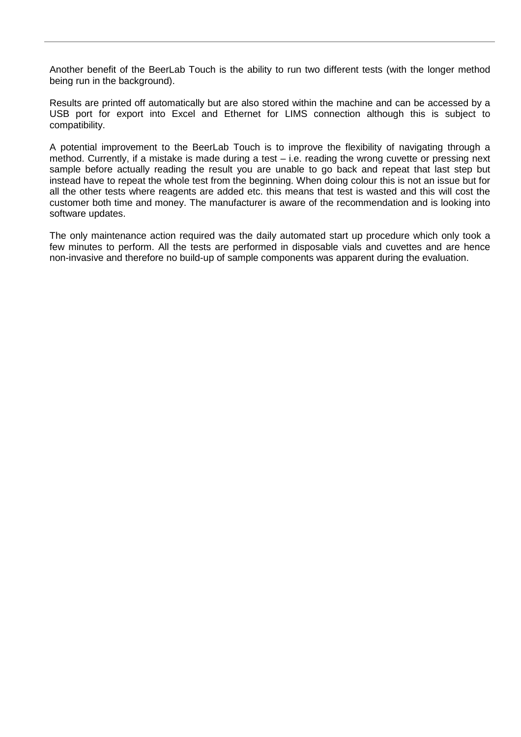Another benefit of the BeerLab Touch is the ability to run two different tests (with the longer method being run in the background).

Results are printed off automatically but are also stored within the machine and can be accessed by a USB port for export into Excel and Ethernet for LIMS connection although this is subject to compatibility.

A potential improvement to the BeerLab Touch is to improve the flexibility of navigating through a method. Currently, if a mistake is made during a test – i.e. reading the wrong cuvette or pressing next sample before actually reading the result you are unable to go back and repeat that last step but instead have to repeat the whole test from the beginning. When doing colour this is not an issue but for all the other tests where reagents are added etc. this means that test is wasted and this will cost the customer both time and money. The manufacturer is aware of the recommendation and is looking into software updates.

The only maintenance action required was the daily automated start up procedure which only took a few minutes to perform. All the tests are performed in disposable vials and cuvettes and are hence non-invasive and therefore no build-up of sample components was apparent during the evaluation.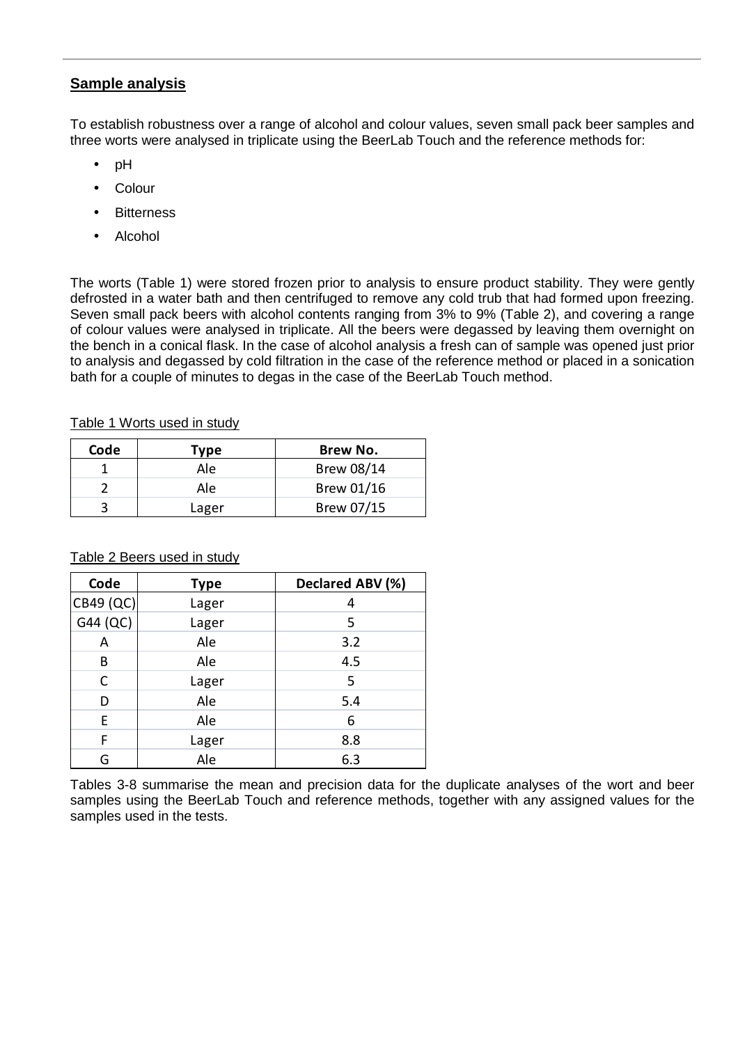## **Sample analysis**

To establish robustness over a range of alcohol and colour values, seven small pack beer samples and three worts were analysed in triplicate using the BeerLab Touch and the reference methods for:

- pH
- Colour
- Bitterness
- Alcohol

The worts (Table 1) were stored frozen prior to analysis to ensure product stability. They were gently defrosted in a water bath and then centrifuged to remove any cold trub that had formed upon freezing. Seven small pack beers with alcohol contents ranging from 3% to 9% (Table 2), and covering a range of colour values were analysed in triplicate. All the beers were degassed by leaving them overnight on the bench in a conical flask. In the case of alcohol analysis a fresh can of sample was opened just prior to analysis and degassed by cold filtration in the case of the reference method or placed in a sonication bath for a couple of minutes to degas in the case of the BeerLab Touch method.

Table 1 Worts used in study

| Code | Type | Brew No. |
|---|---|---|
| 1 | Ale | Brew 08/14 |
| 2 | Ale | Brew 01/16 |
| 3 | Lager | Brew 07/15 |

Table 2 Beers used in study

| Code | Type | Declared ABV (%) |
|---|---|---|
| CB49 (QC) | Lager | 4 |
| G44 (QC) | Lager | 5 |
| A | Ale | 3.2 |
| B | Ale | 4.5 |
| C | Lager | 5 |
| D | Ale | 5.4 |
| E | Ale | 6 |
| F | Lager | 8.8 |
| G | Ale | 6.3 |

Tables 3-8 summarise the mean and precision data for the duplicate analyses of the wort and beer samples using the BeerLab Touch and reference methods, together with any assigned values for the samples used in the tests.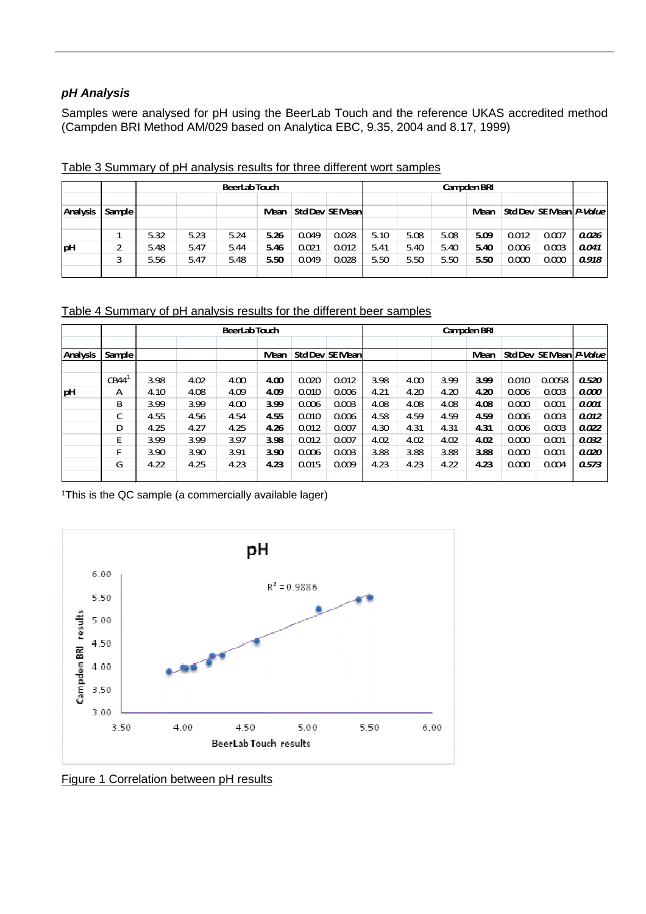***pH Analysis***

Samples were analysed for pH using the BeerLab Touch and the reference UKAS accredited method (Campden BRI Method AM/029 based on Analytica EBC, 9.35, 2004 and 8.17, 1999)

Table 3 Summary of pH analysis results for three different wort samples

| | | BeerLab Touch | | | | | | Campden BRI | | | | | | |
|---|---|---|---|---|---|---|---|---|---|---|---|---|---|---|
| **Analysis** | **Sample** | | | | **Mean** | **Std Dev** | **SE Mean** | | | | **Mean** | **Std Dev** | **SE Mean** | ***P-Value*** |
| pH | 1 | 5.32 | 5.23 | 5.24 | **5.26** | 0.049 | 0.028 | 5.10 | 5.08 | 5.08 | **5.09** | 0.012 | 0.007 | ***0.026*** |
| | 2 | 5.48 | 5.47 | 5.44 | **5.46** | 0.021 | 0.012 | 5.41 | 5.40 | 5.40 | **5.40** | 0.006 | 0.003 | ***0.041*** |
| | 3 | 5.56 | 5.47 | 5.48 | **5.50** | 0.049 | 0.028 | 5.50 | 5.50 | 5.50 | **5.50** | 0.000 | 0.000 | ***0.918*** |

Table 4 Summary of pH analysis results for the different beer samples

| | | BeerLab Touch | | | | | | Campden BRI | | | | | | |
|---|---|---|---|---|---|---|---|---|---|---|---|---|---|---|
| **Analysis** | **Sample** | | | | **Mean** | **Std Dev** | **SE Mean** | | | | **Mean** | **Std Dev** | **SE Mean** | ***P-Value*** |
| pH | CB44[1] | 3.98 | 4.02 | 4.00 | **4.00** | 0.020 | 0.012 | 3.98 | 4.00 | 3.99 | **3.99** | 0.010 | 0.0058 | ***0.520*** |
| | A | 4.10 | 4.08 | 4.09 | **4.09** | 0.010 | 0.006 | 4.21 | 4.20 | 4.20 | **4.20** | 0.006 | 0.003 | ***0.000*** |
| | B | 3.99 | 3.99 | 4.00 | **3.99** | 0.006 | 0.003 | 4.08 | 4.08 | 4.08 | **4.08** | 0.000 | 0.001 | ***0.001*** |
| | C | 4.55 | 4.56 | 4.54 | **4.55** | 0.010 | 0.006 | 4.58 | 4.59 | 4.59 | **4.59** | 0.006 | 0.003 | ***0.012*** |
| | D | 4.25 | 4.27 | 4.25 | **4.26** | 0.012 | 0.007 | 4.30 | 4.31 | 4.31 | **4.31** | 0.006 | 0.003 | ***0.022*** |
| | E | 3.99 | 3.99 | 3.97 | **3.98** | 0.012 | 0.007 | 4.02 | 4.02 | 4.02 | **4.02** | 0.000 | 0.001 | ***0.032*** |
| | F | 3.90 | 3.90 | 3.91 | **3.90** | 0.006 | 0.003 | 3.88 | 3.88 | 3.88 | **3.88** | 0.000 | 0.001 | ***0.020*** |
| | G | 4.22 | 4.25 | 4.23 | **4.23** | 0.015 | 0.009 | 4.23 | 4.23 | 4.22 | **4.23** | 0.000 | 0.004 | ***0.573*** |

[1]This is the QC sample (a commercially available lager)

Figure 1 Correlation between pH results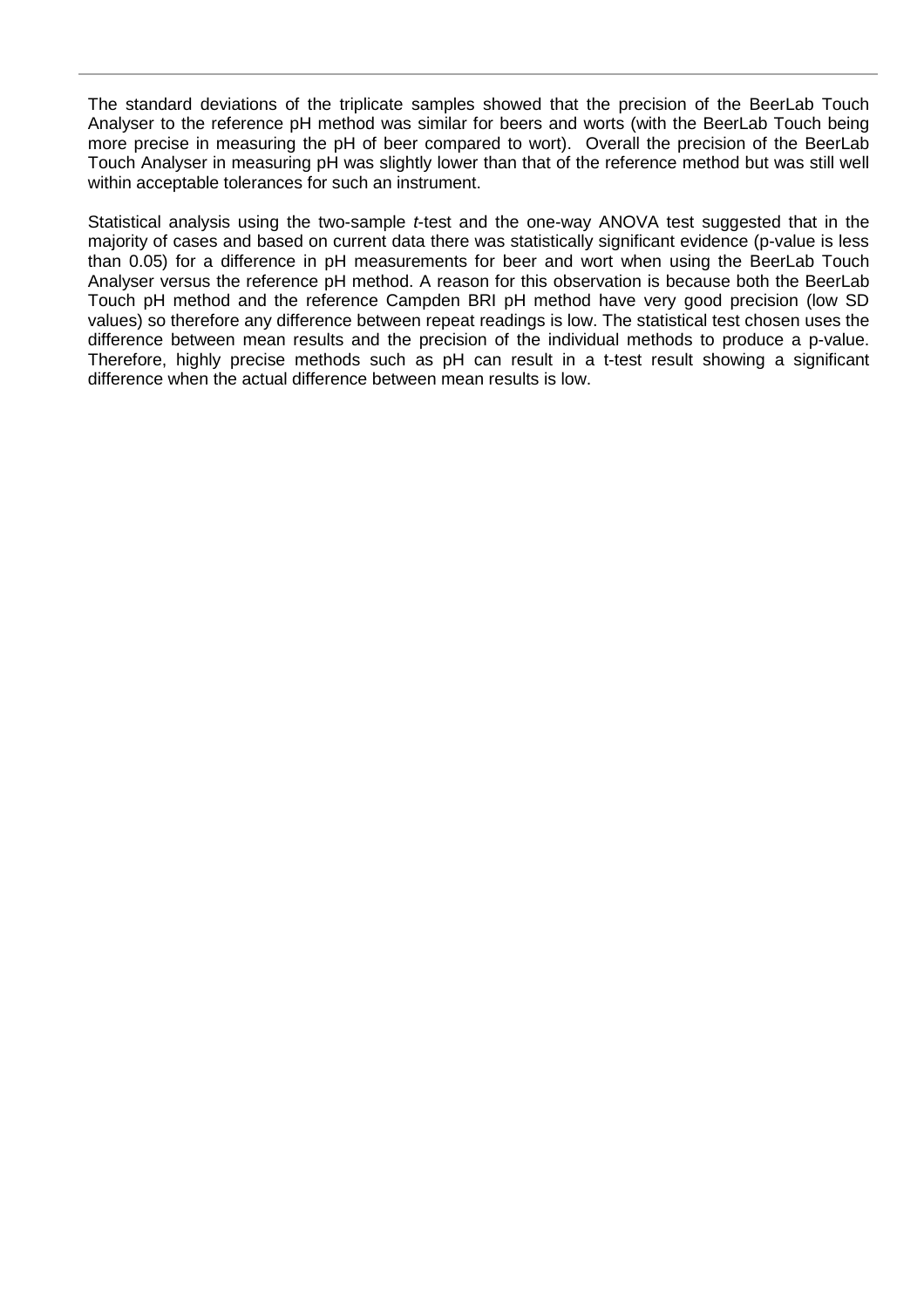The standard deviations of the triplicate samples showed that the precision of the BeerLab Touch Analyser to the reference pH method was similar for beers and worts (with the BeerLab Touch being more precise in measuring the pH of beer compared to wort). Overall the precision of the BeerLab Touch Analyser in measuring pH was slightly lower than that of the reference method but was still well within acceptable tolerances for such an instrument.

Statistical analysis using the two-sample *t*-test and the one-way ANOVA test suggested that in the majority of cases and based on current data there was statistically significant evidence (p-value is less than 0.05) for a difference in pH measurements for beer and wort when using the BeerLab Touch Analyser versus the reference pH method. A reason for this observation is because both the BeerLab Touch pH method and the reference Campden BRI pH method have very good precision (low SD values) so therefore any difference between repeat readings is low. The statistical test chosen uses the difference between mean results and the precision of the individual methods to produce a p-value. Therefore, highly precise methods such as pH can result in a t-test result showing a significant difference when the actual difference between mean results is low.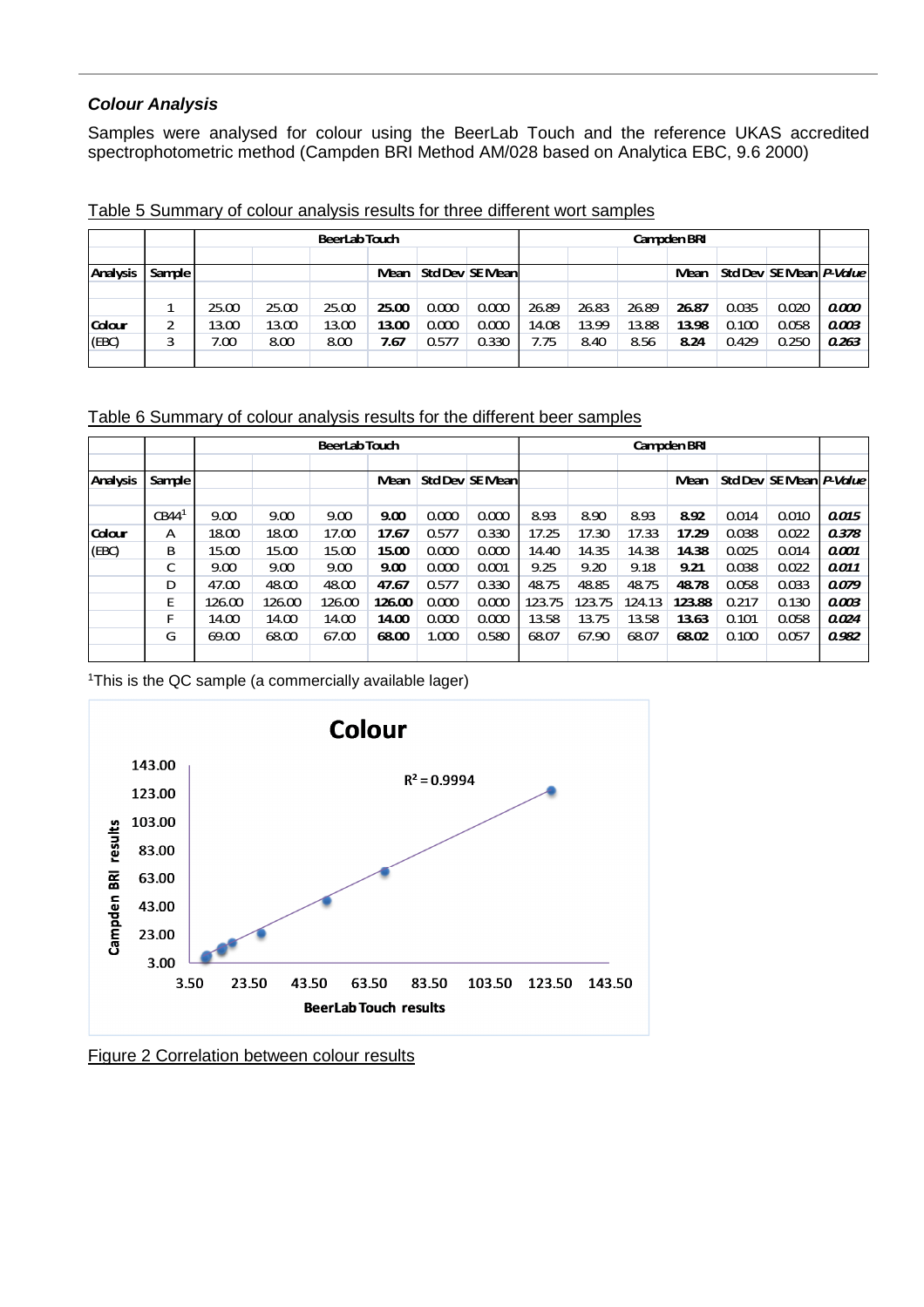### *Colour Analysis*

Samples were analysed for colour using the BeerLab Touch and the reference UKAS accredited spectrophotometric method (Campden BRI Method AM/028 based on Analytica EBC, 9.6 2000)

Table 5 Summary of colour analysis results for three different wort samples

| | | BeerLab Touch | | | | | | Campden BRI | | | | | | |
|---|---|---|---|---|---|---|---|---|---|---|---|---|---|---|
| **Analysis** | **Sample** | | | | **Mean** | **Std Dev** | **SE Mean** | | | | **Mean** | **Std Dev** | **SE Mean** | ***P-Value*** |
| | 1 | 25.00 | 25.00 | 25.00 | **25.00** | 0.000 | 0.000 | 26.89 | 26.83 | 26.89 | **26.87** | 0.035 | 0.020 | ***0.000*** |
| **Colour** | 2 | 13.00 | 13.00 | 13.00 | **13.00** | 0.000 | 0.000 | 14.08 | 13.99 | 13.88 | **13.98** | 0.100 | 0.058 | ***0.003*** |
| (EBC) | 3 | 7.00 | 8.00 | 8.00 | **7.67** | 0.577 | 0.330 | 7.75 | 8.40 | 8.56 | **8.24** | 0.429 | 0.250 | ***0.263*** |

Table 6 Summary of colour analysis results for the different beer samples

| | | BeerLab Touch | | | | | | Campden BRI | | | | | | |
|---|---|---|---|---|---|---|---|---|---|---|---|---|---|---|
| **Analysis** | **Sample** | | | | **Mean** | **Std Dev** | **SE Mean** | | | | **Mean** | **Std Dev** | **SE Mean** | ***P-Value*** |
| | CB44[1] | 9.00 | 9.00 | 9.00 | **9.00** | 0.000 | 0.000 | 8.93 | 8.90 | 8.93 | **8.92** | 0.014 | 0.010 | ***0.015*** |
| **Colour** | A | 18.00 | 18.00 | 17.00 | **17.67** | 0.577 | 0.330 | 17.25 | 17.30 | 17.33 | **17.29** | 0.038 | 0.022 | ***0.378*** |
| (EBC) | B | 15.00 | 15.00 | 15.00 | **15.00** | 0.000 | 0.000 | 14.40 | 14.35 | 14.38 | **14.38** | 0.025 | 0.014 | ***0.001*** |
| | C | 9.00 | 9.00 | 9.00 | **9.00** | 0.000 | 0.001 | 9.25 | 9.20 | 9.18 | **9.21** | 0.038 | 0.022 | ***0.011*** |
| | D | 47.00 | 48.00 | 48.00 | **47.67** | 0.577 | 0.330 | 48.75 | 48.85 | 48.75 | **48.78** | 0.058 | 0.033 | ***0.079*** |
| | E | 126.00 | 126.00 | 126.00 | **126.00** | 0.000 | 0.000 | 123.75 | 123.75 | 124.13 | **123.88** | 0.217 | 0.130 | ***0.003*** |
| | F | 14.00 | 14.00 | 14.00 | **14.00** | 0.000 | 0.000 | 13.58 | 13.75 | 13.58 | **13.63** | 0.101 | 0.058 | ***0.024*** |
| | G | 69.00 | 68.00 | 67.00 | **68.00** | 1.000 | 0.580 | 68.07 | 67.90 | 68.07 | **68.02** | 0.100 | 0.057 | ***0.982*** |

[1]This is the QC sample (a commercially available lager)

Figure 2 Correlation between colour results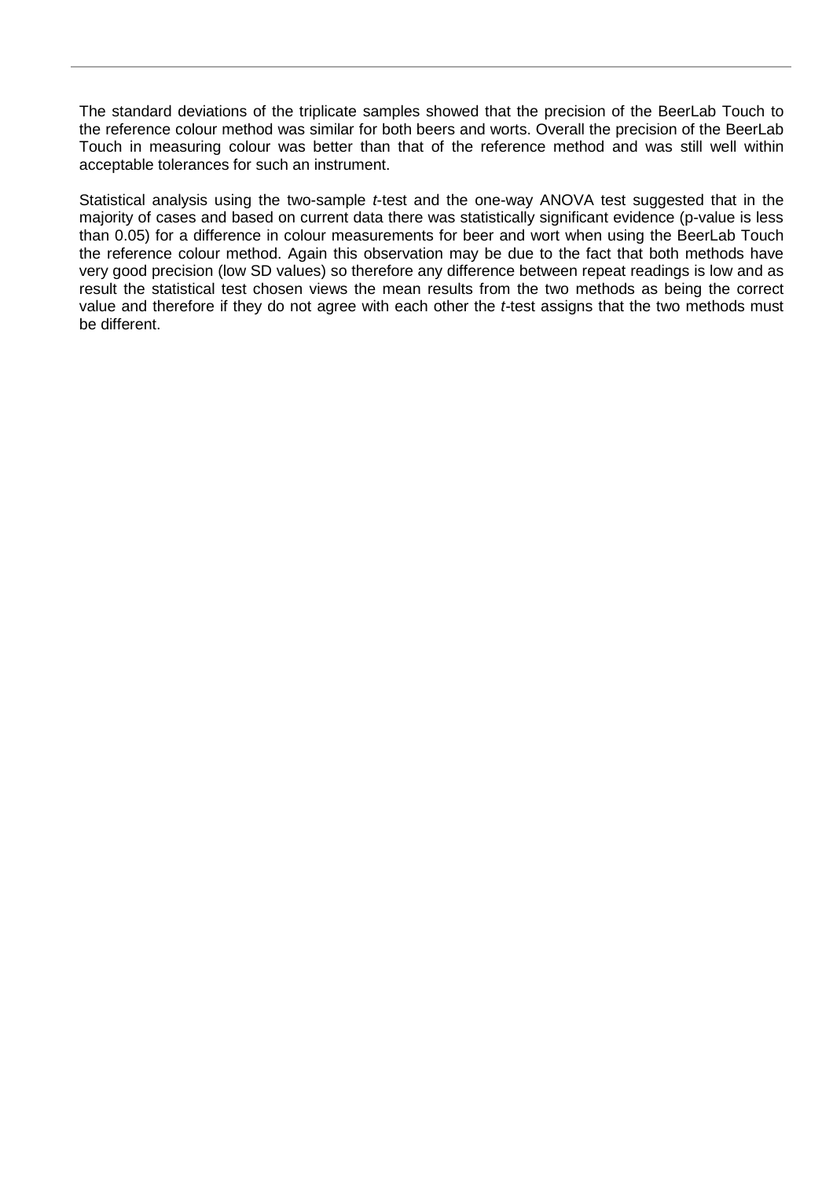The standard deviations of the triplicate samples showed that the precision of the BeerLab Touch to the reference colour method was similar for both beers and worts. Overall the precision of the BeerLab Touch in measuring colour was better than that of the reference method and was still well within acceptable tolerances for such an instrument.

Statistical analysis using the two-sample *t*-test and the one-way ANOVA test suggested that in the majority of cases and based on current data there was statistically significant evidence (p-value is less than 0.05) for a difference in colour measurements for beer and wort when using the BeerLab Touch the reference colour method. Again this observation may be due to the fact that both methods have very good precision (low SD values) so therefore any difference between repeat readings is low and as result the statistical test chosen views the mean results from the two methods as being the correct value and therefore if they do not agree with each other the *t*-test assigns that the two methods must be different.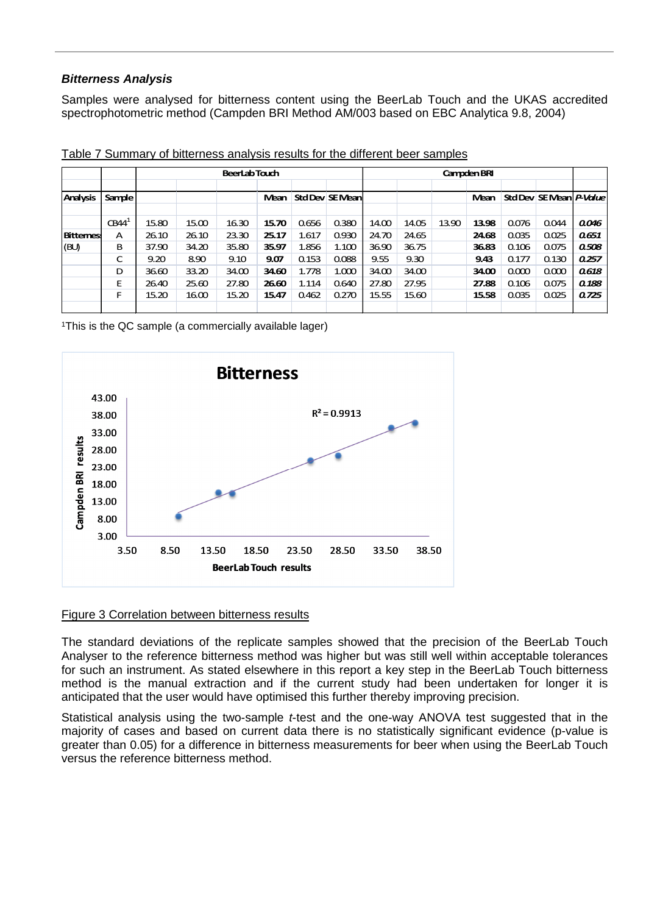***Bitterness Analysis***

Samples were analysed for bitterness content using the BeerLab Touch and the UKAS accredited spectrophotometric method (Campden BRI Method AM/003 based on EBC Analytica 9.8, 2004)

Table 7 Summary of bitterness analysis results for the different beer samples

| | | BeerLab Touch | | | | | | Campden BRI | | | | | | |
|---|---|---|---|---|---|---|---|---|---|---|---|---|---|---|
| **Analysis** | **Sample** | | | | **Mean** | **Std Dev** | **SE Mean** | | | | **Mean** | **Std Dev** | **SE Mean** | ***P-Value*** |
| | CB44[1] | 15.80 | 15.00 | 16.30 | **15.70** | 0.656 | 0.380 | 14.00 | 14.05 | 13.90 | **13.98** | 0.076 | 0.044 | ***0.046*** |
| **Bitterness (BU)** | A | 26.10 | 26.10 | 23.30 | **25.17** | 1.617 | 0.930 | 24.70 | 24.65 | | **24.68** | 0.035 | 0.025 | ***0.651*** |
| | B | 37.90 | 34.20 | 35.80 | **35.97** | 1.856 | 1.100 | 36.90 | 36.75 | | **36.83** | 0.106 | 0.075 | ***0.508*** |
| | C | 9.20 | 8.90 | 9.10 | **9.07** | 0.153 | 0.088 | 9.55 | 9.30 | | **9.43** | 0.177 | 0.130 | ***0.257*** |
| | D | 36.60 | 33.20 | 34.00 | **34.60** | 1.778 | 1.000 | 34.00 | 34.00 | | **34.00** | 0.000 | 0.000 | ***0.618*** |
| | E | 26.40 | 25.60 | 27.80 | **26.60** | 1.114 | 0.640 | 27.80 | 27.95 | | **27.88** | 0.106 | 0.075 | ***0.188*** |
| | F | 15.20 | 16.00 | 15.20 | **15.47** | 0.462 | 0.270 | 15.55 | 15.60 | | **15.58** | 0.035 | 0.025 | ***0.725*** |

[1]This is the QC sample (a commercially available lager)

Figure 3 Correlation between bitterness results

The standard deviations of the replicate samples showed that the precision of the BeerLab Touch Analyser to the reference bitterness method was higher but was still well within acceptable tolerances for such an instrument. As stated elsewhere in this report a key step in the BeerLab Touch bitterness method is the manual extraction and if the current study had been undertaken for longer it is anticipated that the user would have optimised this further thereby improving precision.

Statistical analysis using the two-sample *t*-test and the one-way ANOVA test suggested that in the majority of cases and based on current data there is no statistically significant evidence (p-value is greater than 0.05) for a difference in bitterness measurements for beer when using the BeerLab Touch versus the reference bitterness method.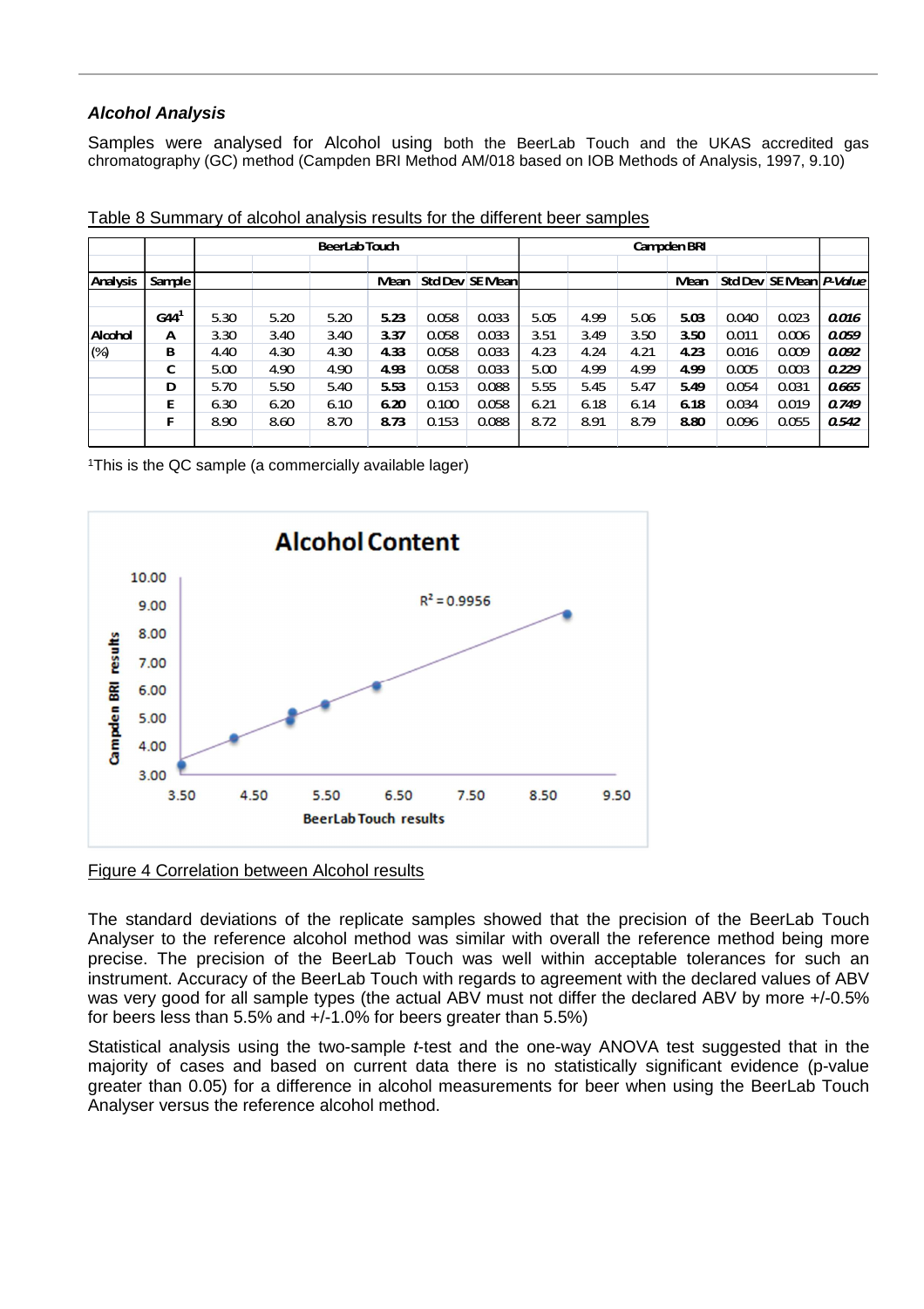### *Alcohol Analysis*

Samples were analysed for Alcohol using both the BeerLab Touch and the UKAS accredited gas chromatography (GC) method (Campden BRI Method AM/018 based on IOB Methods of Analysis, 1997, 9.10)

Table 8 Summary of alcohol analysis results for the different beer samples

| | | BeerLab Touch | | | | | | Campden BRI | | | | | | |
|---|---|---|---|---|---|---|---|---|---|---|---|---|---|---|
| **Analysis** | **Sample** | | | | **Mean** | **Std Dev** | **SE Mean** | | | | **Mean** | **Std Dev** | **SE Mean** | ***P-Value*** |
| | **G44**[1] | 5.30 | 5.20 | 5.20 | **5.23** | 0.058 | 0.033 | 5.05 | 4.99 | 5.06 | **5.03** | 0.040 | 0.023 | ***0.016*** |
| **Alcohol** | **A** | 3.30 | 3.40 | 3.40 | **3.37** | 0.058 | 0.033 | 3.51 | 3.49 | 3.50 | **3.50** | 0.011 | 0.006 | ***0.059*** |
| (%) | **B** | 4.40 | 4.30 | 4.30 | **4.33** | 0.058 | 0.033 | 4.23 | 4.24 | 4.21 | **4.23** | 0.016 | 0.009 | ***0.092*** |
| | **C** | 5.00 | 4.90 | 4.90 | **4.93** | 0.058 | 0.033 | 5.00 | 4.99 | 4.99 | **4.99** | 0.005 | 0.003 | ***0.229*** |
| | **D** | 5.70 | 5.50 | 5.40 | **5.53** | 0.153 | 0.088 | 5.55 | 5.45 | 5.47 | **5.49** | 0.054 | 0.031 | ***0.665*** |
| | **E** | 6.30 | 6.20 | 6.10 | **6.20** | 0.100 | 0.058 | 6.21 | 6.18 | 6.14 | **6.18** | 0.034 | 0.019 | ***0.749*** |
| | **F** | 8.90 | 8.60 | 8.70 | **8.73** | 0.153 | 0.088 | 8.72 | 8.91 | 8.79 | **8.80** | 0.096 | 0.055 | ***0.542*** |

[1]This is the QC sample (a commercially available lager)

Figure 4 Correlation between Alcohol results

The standard deviations of the replicate samples showed that the precision of the BeerLab Touch Analyser to the reference alcohol method was similar with overall the reference method being more precise. The precision of the BeerLab Touch was well within acceptable tolerances for such an instrument. Accuracy of the BeerLab Touch with regards to agreement with the declared values of ABV was very good for all sample types (the actual ABV must not differ the declared ABV by more +/-0.5% for beers less than 5.5% and +/-1.0% for beers greater than 5.5%)

Statistical analysis using the two-sample *t*-test and the one-way ANOVA test suggested that in the majority of cases and based on current data there is no statistically significant evidence (p-value greater than 0.05) for a difference in alcohol measurements for beer when using the BeerLab Touch Analyser versus the reference alcohol method.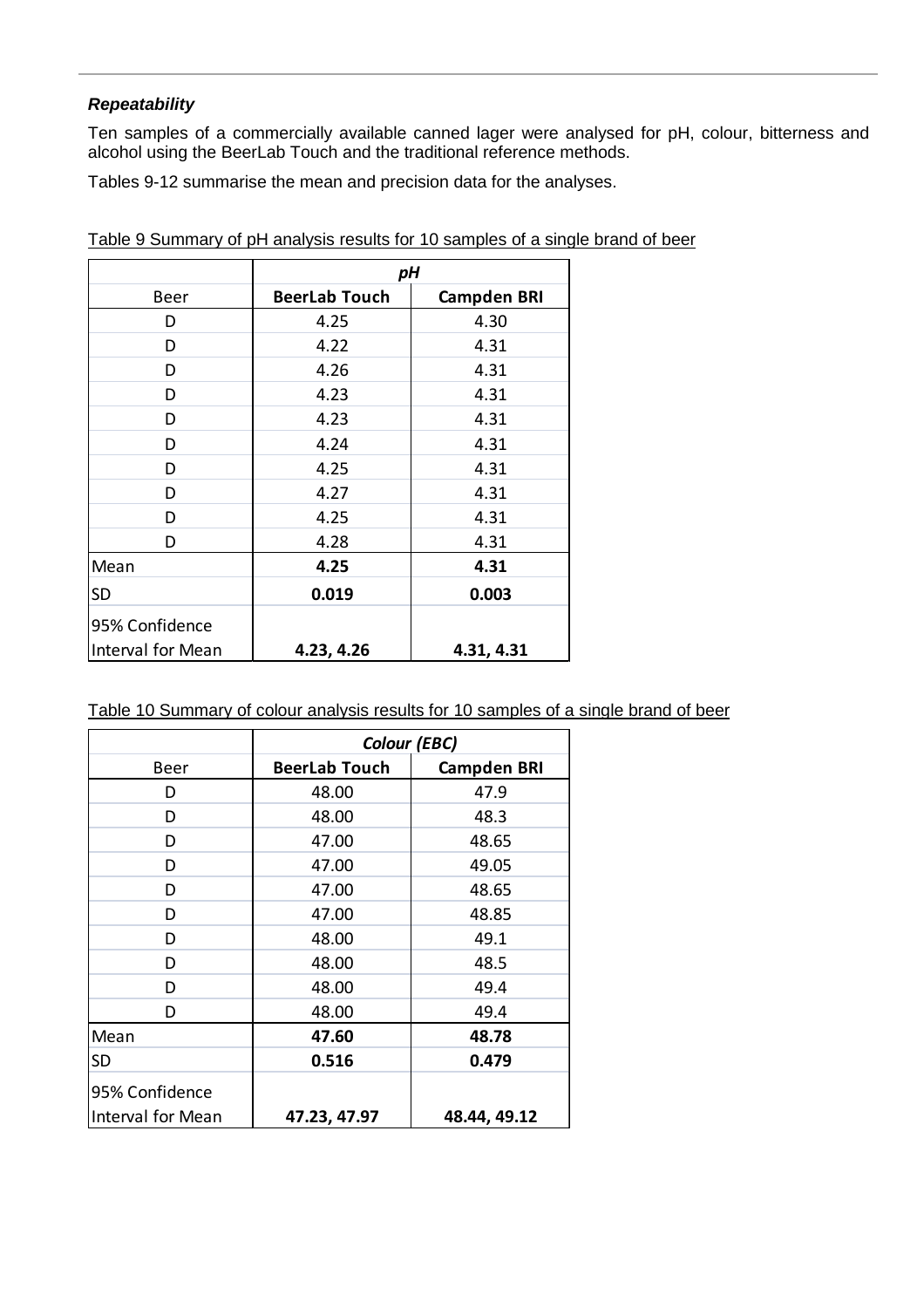***Repeatability***

Ten samples of a commercially available canned lager were analysed for pH, colour, bitterness and alcohol using the BeerLab Touch and the traditional reference methods.

Tables 9-12 summarise the mean and precision data for the analyses.

Table 9 Summary of pH analysis results for 10 samples of a single brand of beer

| | ***pH*** | |
|---|---|---|
| Beer | **BeerLab Touch** | **Campden BRI** |
| D | 4.25 | 4.30 |
| D | 4.22 | 4.31 |
| D | 4.26 | 4.31 |
| D | 4.23 | 4.31 |
| D | 4.23 | 4.31 |
| D | 4.24 | 4.31 |
| D | 4.25 | 4.31 |
| D | 4.27 | 4.31 |
| D | 4.25 | 4.31 |
| D | 4.28 | 4.31 |
| Mean | **4.25** | **4.31** |
| SD | **0.019** | **0.003** |
| 95% Confidence Interval for Mean | **4.23, 4.26** | **4.31, 4.31** |

Table 10 Summary of colour analysis results for 10 samples of a single brand of beer

| | ***Colour (EBC)*** | |
|---|---|---|
| Beer | **BeerLab Touch** | **Campden BRI** |
| D | 48.00 | 47.9 |
| D | 48.00 | 48.3 |
| D | 47.00 | 48.65 |
| D | 47.00 | 49.05 |
| D | 47.00 | 48.65 |
| D | 47.00 | 48.85 |
| D | 48.00 | 49.1 |
| D | 48.00 | 48.5 |
| D | 48.00 | 49.4 |
| D | 48.00 | 49.4 |
| Mean | **47.60** | **48.78** |
| SD | **0.516** | **0.479** |
| 95% Confidence Interval for Mean | **47.23, 47.97** | **48.44, 49.12** |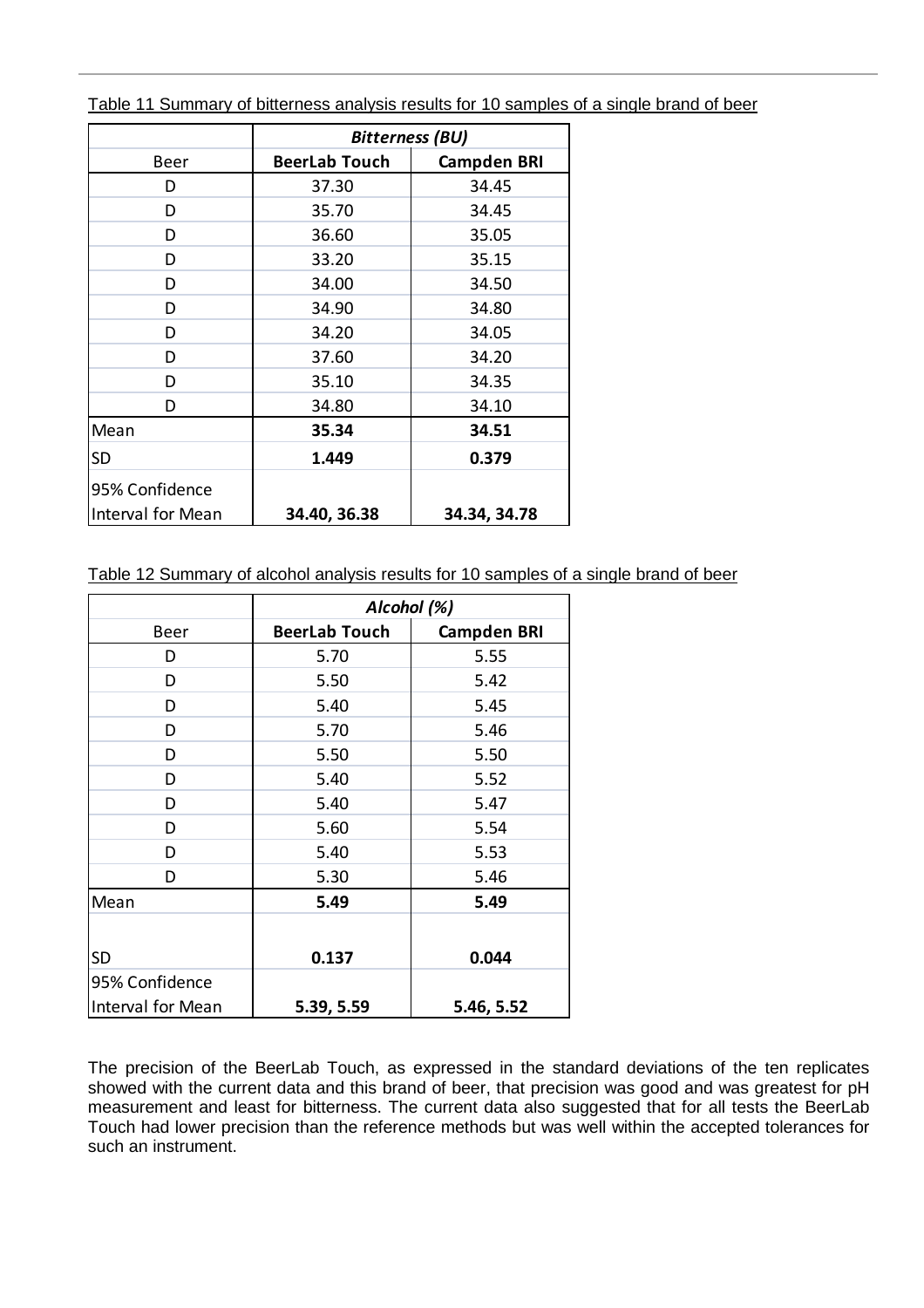Table 11 Summary of bitterness analysis results for 10 samples of a single brand of beer

| | ***Bitterness (BU)*** | |
|---|---|---|
| Beer | **BeerLab Touch** | **Campden BRI** |
| D | 37.30 | 34.45 |
| D | 35.70 | 34.45 |
| D | 36.60 | 35.05 |
| D | 33.20 | 35.15 |
| D | 34.00 | 34.50 |
| D | 34.90 | 34.80 |
| D | 34.20 | 34.05 |
| D | 37.60 | 34.20 |
| D | 35.10 | 34.35 |
| D | 34.80 | 34.10 |
| Mean | **35.34** | **34.51** |
| SD | **1.449** | **0.379** |
| 95% Confidence Interval for Mean | **34.40, 36.38** | **34.34, 34.78** |

Table 12 Summary of alcohol analysis results for 10 samples of a single brand of beer

| | ***Alcohol (%)*** | |
|---|---|---|
| Beer | **BeerLab Touch** | **Campden BRI** |
| D | 5.70 | 5.55 |
| D | 5.50 | 5.42 |
| D | 5.40 | 5.45 |
| D | 5.70 | 5.46 |
| D | 5.50 | 5.50 |
| D | 5.40 | 5.52 |
| D | 5.40 | 5.47 |
| D | 5.60 | 5.54 |
| D | 5.40 | 5.53 |
| D | 5.30 | 5.46 |
| Mean | **5.49** | **5.49** |
| SD | **0.137** | **0.044** |
| 95% Confidence Interval for Mean | **5.39, 5.59** | **5.46, 5.52** |

The precision of the BeerLab Touch, as expressed in the standard deviations of the ten replicates showed with the current data and this brand of beer, that precision was good and was greatest for pH measurement and least for bitterness. The current data also suggested that for all tests the BeerLab Touch had lower precision than the reference methods but was well within the accepted tolerances for such an instrument.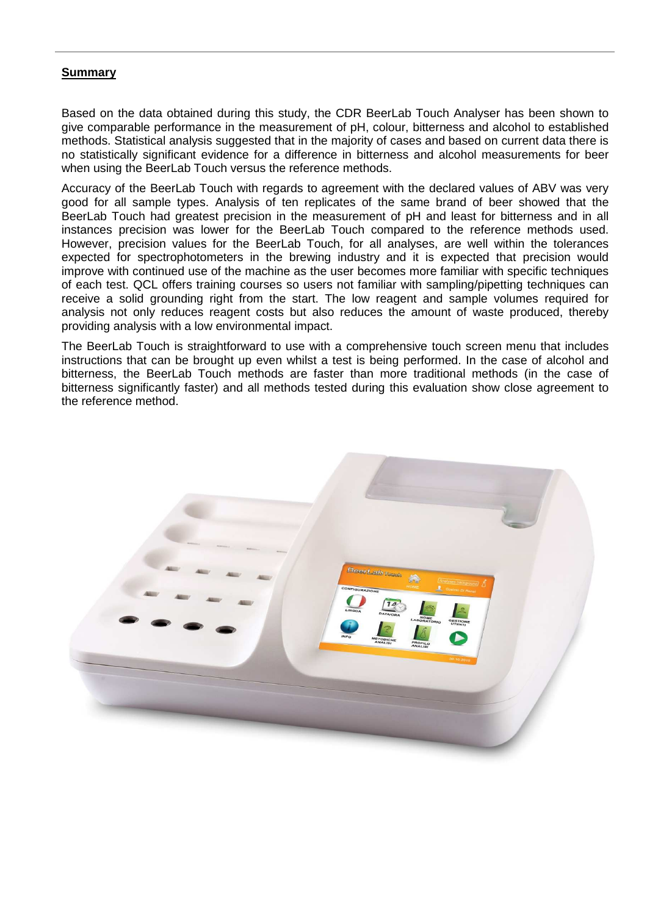## Summary

Based on the data obtained during this study, the CDR BeerLab Touch Analyser has been shown to give comparable performance in the measurement of pH, colour, bitterness and alcohol to established methods. Statistical analysis suggested that in the majority of cases and based on current data there is no statistically significant evidence for a difference in bitterness and alcohol measurements for beer when using the BeerLab Touch versus the reference methods.

Accuracy of the BeerLab Touch with regards to agreement with the declared values of ABV was very good for all sample types. Analysis of ten replicates of the same brand of beer showed that the BeerLab Touch had greatest precision in the measurement of pH and least for bitterness and in all instances precision was lower for the BeerLab Touch compared to the reference methods used. However, precision values for the BeerLab Touch, for all analyses, are well within the tolerances expected for spectrophotometers in the brewing industry and it is expected that precision would improve with continued use of the machine as the user becomes more familiar with specific techniques of each test. QCL offers training courses so users not familiar with sampling/pipetting techniques can receive a solid grounding right from the start. The low reagent and sample volumes required for analysis not only reduces reagent costs but also reduces the amount of waste produced, thereby providing analysis with a low environmental impact.

The BeerLab Touch is straightforward to use with a comprehensive touch screen menu that includes instructions that can be brought up even whilst a test is being performed. In the case of alcohol and bitterness, the BeerLab Touch methods are faster than more traditional methods (in the case of bitterness significantly faster) and all methods tested during this evaluation show close agreement to the reference method.